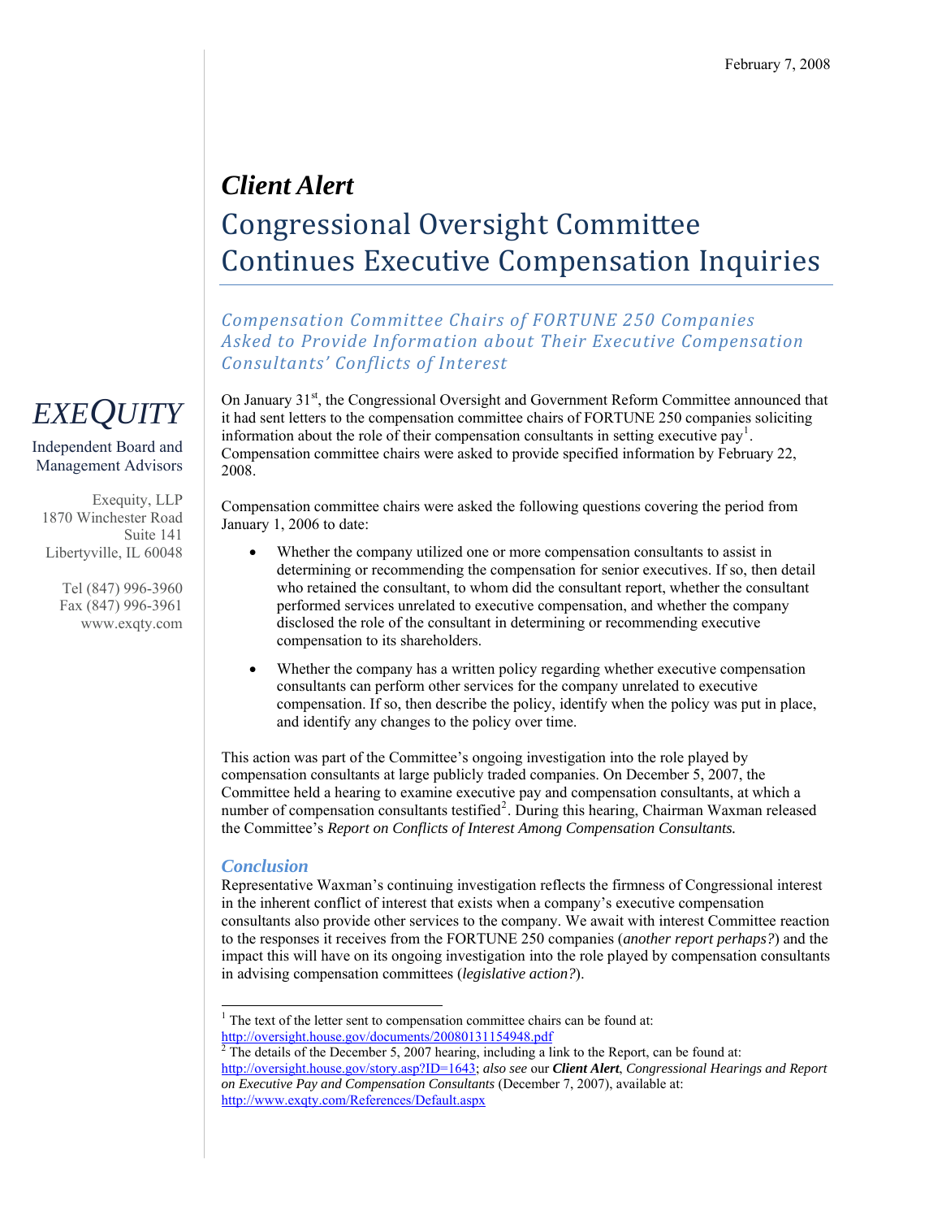February 7, 2008

# *Client Alert*

# Congressional Oversight Committee Continues Executive Compensation Inquiries

### *Compensation Committee Chairs of FORTUNE 250 Companies Asked to Provide Information about Their Executive Compensation Consultants' Conflicts of Interest*

*EXEQUITY*

Independent Board and Management Advisors

Exequity, LLP
1870 Winchester Road
Suite 141
Libertyville, IL 60048

Tel (847) 996-3960
Fax (847) 996-3961
www.exqty.com

On January 31st, the Congressional Oversight and Government Reform Committee announced that it had sent letters to the compensation committee chairs of FORTUNE 250 companies soliciting information about the role of their compensation consultants in setting executive pay[1]. Compensation committee chairs were asked to provide specified information by February 22, 2008.

Compensation committee chairs were asked the following questions covering the period from January 1, 2006 to date:

- Whether the company utilized one or more compensation consultants to assist in determining or recommending the compensation for senior executives. If so, then detail who retained the consultant, to whom did the consultant report, whether the consultant performed services unrelated to executive compensation, and whether the company disclosed the role of the consultant in determining or recommending executive compensation to its shareholders.
- Whether the company has a written policy regarding whether executive compensation consultants can perform other services for the company unrelated to executive compensation. If so, then describe the policy, identify when the policy was put in place, and identify any changes to the policy over time.

This action was part of the Committee's ongoing investigation into the role played by compensation consultants at large publicly traded companies. On December 5, 2007, the Committee held a hearing to examine executive pay and compensation consultants, at which a number of compensation consultants testified[2]. During this hearing, Chairman Waxman released the Committee's *Report on Conflicts of Interest Among Compensation Consultants.*

### *Conclusion*

Representative Waxman's continuing investigation reflects the firmness of Congressional interest in the inherent conflict of interest that exists when a company's executive compensation consultants also provide other services to the company. We await with interest Committee reaction to the responses it receives from the FORTUNE 250 companies (*another report perhaps?*) and the impact this will have on its ongoing investigation into the role played by compensation consultants in advising compensation committees (*legislative action?*).

---

[1] The text of the letter sent to compensation committee chairs can be found at: http://oversight.house.gov/documents/20080131154948.pdf

[2] The details of the December 5, 2007 hearing, including a link to the Report, can be found at: http://oversight.house.gov/story.asp?ID=1643; *also see* our ***Client Alert***, *Congressional Hearings and Report on Executive Pay and Compensation Consultants* (December 7, 2007), available at: http://www.exqty.com/References/Default.aspx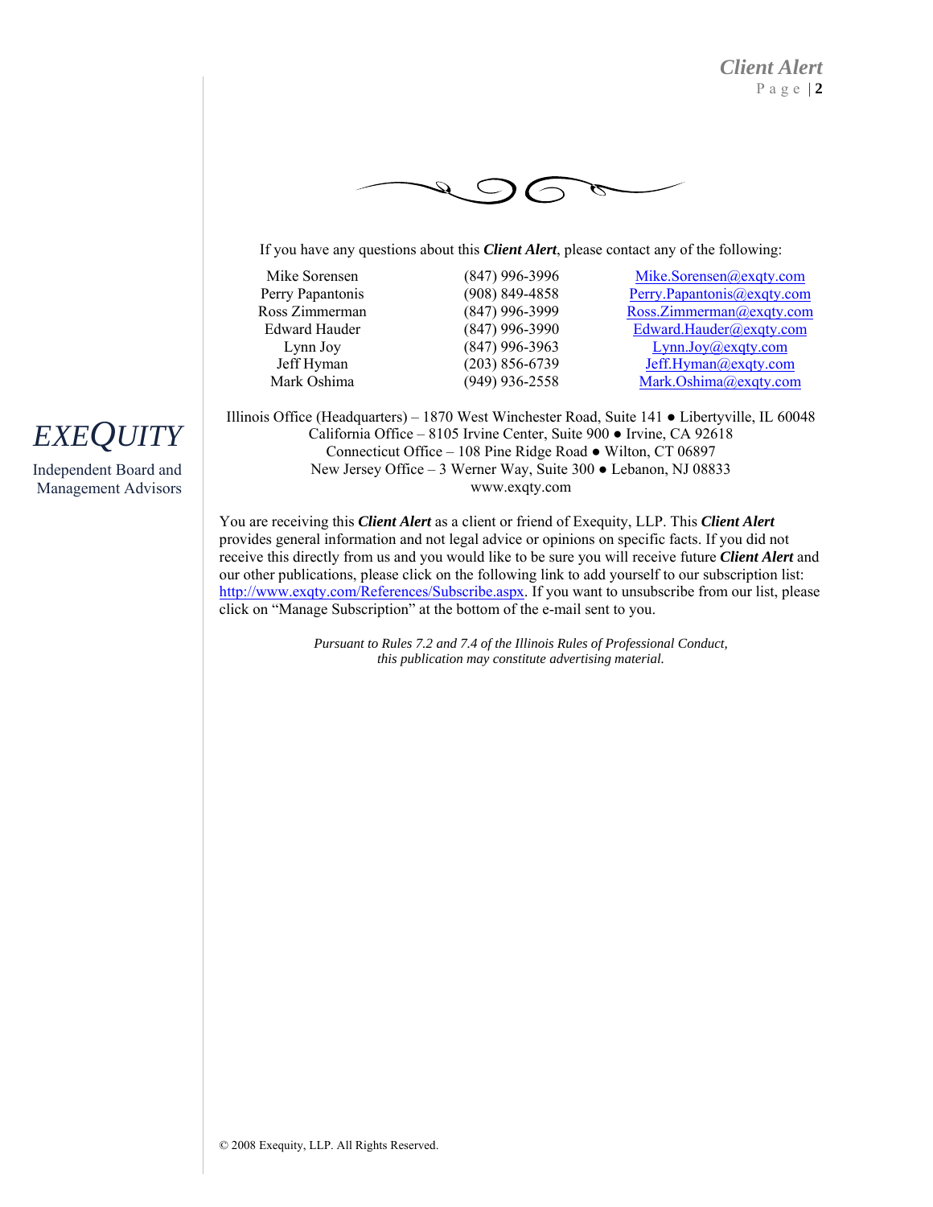If you have any questions about this ***Client Alert***, please contact any of the following:

| | | |
|---|---|---|
| Mike Sorensen | (847) 996-3996 | Mike.Sorensen@exqty.com |
| Perry Papantonis | (908) 849-4858 | Perry.Papantonis@exqty.com |
| Ross Zimmerman | (847) 996-3999 | Ross.Zimmerman@exqty.com |
| Edward Hauder | (847) 996-3990 | Edward.Hauder@exqty.com |
| Lynn Joy | (847) 996-3963 | Lynn.Joy@exqty.com |
| Jeff Hyman | (203) 856-6739 | Jeff.Hyman@exqty.com |
| Mark Oshima | (949) 936-2558 | Mark.Oshima@exqty.com |

*EXEQUITY*

Independent Board and Management Advisors

Illinois Office (Headquarters) – 1870 West Winchester Road, Suite 141 ● Libertyville, IL 60048
California Office – 8105 Irvine Center, Suite 900 ● Irvine, CA 92618
Connecticut Office – 108 Pine Ridge Road ● Wilton, CT 06897
New Jersey Office – 3 Werner Way, Suite 300 ● Lebanon, NJ 08833
www.exqty.com

You are receiving this ***Client Alert*** as a client or friend of Exequity, LLP. This ***Client Alert*** provides general information and not legal advice or opinions on specific facts. If you did not receive this directly from us and you would like to be sure you will receive future ***Client Alert*** and our other publications, please click on the following link to add yourself to our subscription list: http://www.exqty.com/References/Subscribe.aspx. If you want to unsubscribe from our list, please click on "Manage Subscription" at the bottom of the e-mail sent to you.

*Pursuant to Rules 7.2 and 7.4 of the Illinois Rules of Professional Conduct, this publication may constitute advertising material.*

© 2008 Exequity, LLP. All Rights Reserved.